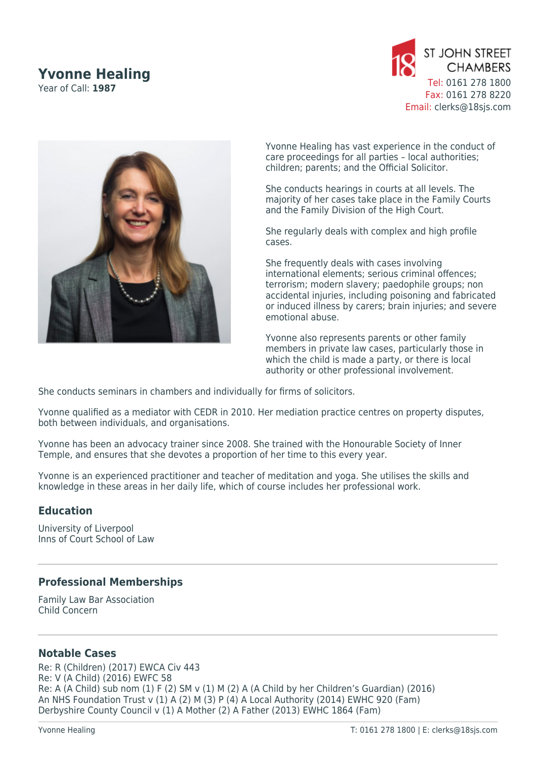# Yvonne Healing

Year of Call: **1987**

ST JOHN STREET CHAMBERS
Tel: 0161 278 1800
Fax: 0161 278 8220
Email: clerks@18sjs.com

Yvonne Healing has vast experience in the conduct of care proceedings for all parties – local authorities; children; parents; and the Official Solicitor.

She conducts hearings in courts at all levels. The majority of her cases take place in the Family Courts and the Family Division of the High Court.

She regularly deals with complex and high profile cases.

She frequently deals with cases involving international elements; serious criminal offences; terrorism; modern slavery; paedophile groups; non accidental injuries, including poisoning and fabricated or induced illness by carers; brain injuries; and severe emotional abuse.

Yvonne also represents parents or other family members in private law cases, particularly those in which the child is made a party, or there is local authority or other professional involvement.

She conducts seminars in chambers and individually for firms of solicitors.

Yvonne qualified as a mediator with CEDR in 2010. Her mediation practice centres on property disputes, both between individuals, and organisations.

Yvonne has been an advocacy trainer since 2008. She trained with the Honourable Society of Inner Temple, and ensures that she devotes a proportion of her time to this every year.

Yvonne is an experienced practitioner and teacher of meditation and yoga. She utilises the skills and knowledge in these areas in her daily life, which of course includes her professional work.

## Education

University of Liverpool
Inns of Court School of Law

## Professional Memberships

Family Law Bar Association
Child Concern

## Notable Cases

Re: R (Children) (2017) EWCA Civ 443
Re: V (A Child) (2016) EWFC 58
Re: A (A Child) sub nom (1) F (2) SM v (1) M (2) A (A Child by her Children's Guardian) (2016)
An NHS Foundation Trust v (1) A (2) M (3) P (4) A Local Authority (2014) EWHC 920 (Fam)
Derbyshire County Council v (1) A Mother (2) A Father (2013) EWHC 1864 (Fam)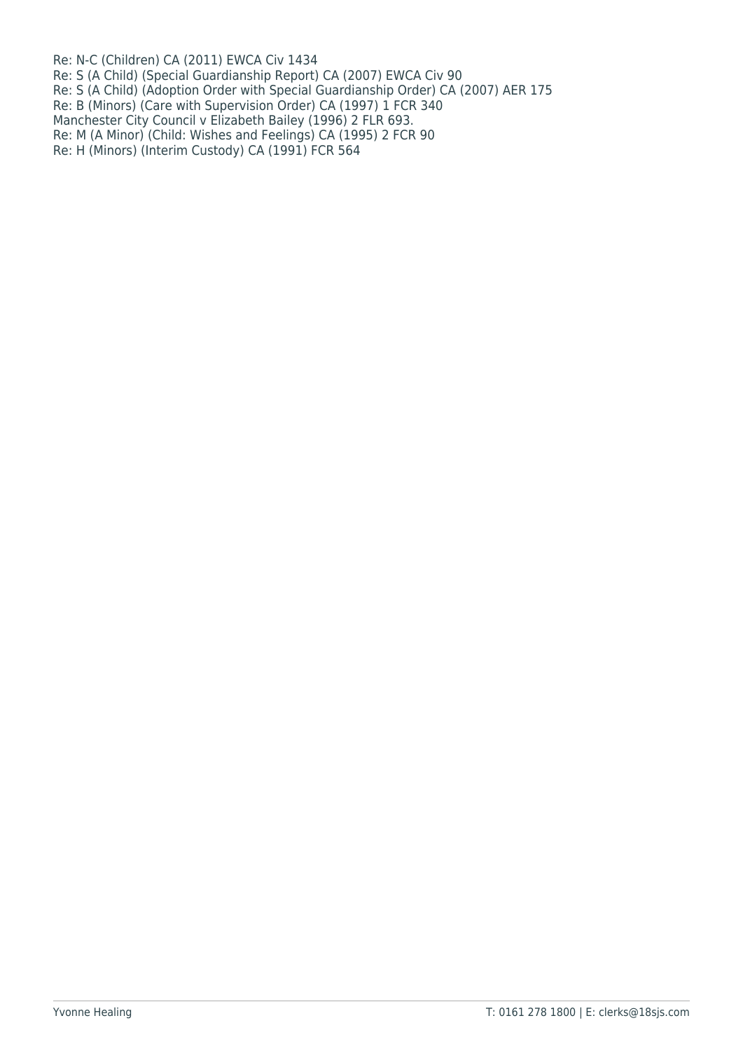Re: N-C (Children) CA (2011) EWCA Civ 1434
Re: S (A Child) (Special Guardianship Report) CA (2007) EWCA Civ 90
Re: S (A Child) (Adoption Order with Special Guardianship Order) CA (2007) AER 175
Re: B (Minors) (Care with Supervision Order) CA (1997) 1 FCR 340
Manchester City Council v Elizabeth Bailey (1996) 2 FLR 693.
Re: M (A Minor) (Child: Wishes and Feelings) CA (1995) 2 FCR 90
Re: H (Minors) (Interim Custody) CA (1991) FCR 564